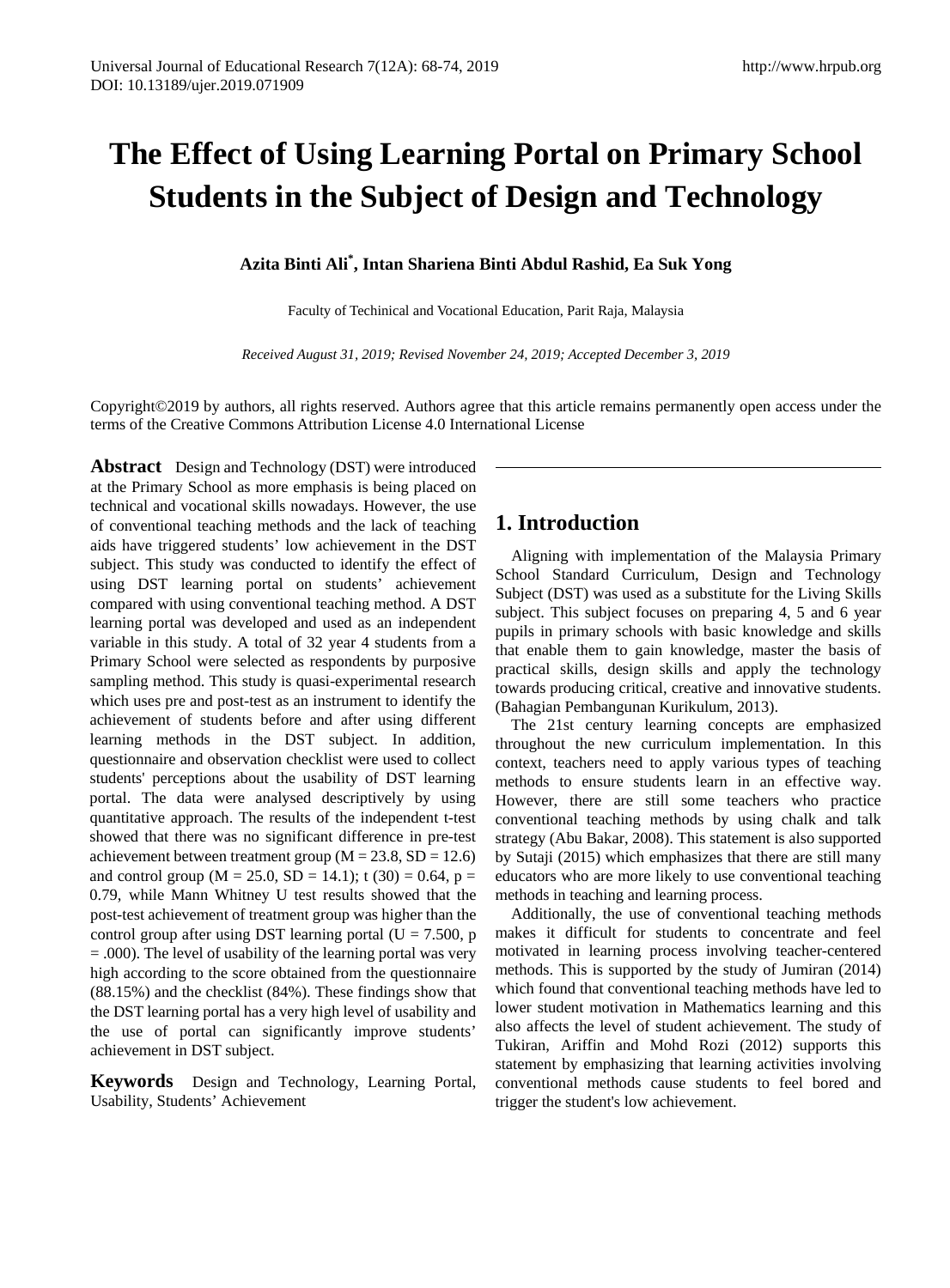# The Effect of Using Learning Portal on Primary School Students in the Subject of Design and Technology

**Azita Binti Ali[*], Intan Shariena Binti Abdul Rashid, Ea Suk Yong**

Faculty of Techinical and Vocational Education, Parit Raja, Malaysia

*Received August 31, 2019; Revised November 24, 2019; Accepted December 3, 2019*

Copyright©2019 by authors, all rights reserved. Authors agree that this article remains permanently open access under the terms of the Creative Commons Attribution License 4.0 International License

**Abstract** Design and Technology (DST) were introduced at the Primary School as more emphasis is being placed on technical and vocational skills nowadays. However, the use of conventional teaching methods and the lack of teaching aids have triggered students' low achievement in the DST subject. This study was conducted to identify the effect of using DST learning portal on students' achievement compared with using conventional teaching method. A DST learning portal was developed and used as an independent variable in this study. A total of 32 year 4 students from a Primary School were selected as respondents by purposive sampling method. This study is quasi-experimental research which uses pre and post-test as an instrument to identify the achievement of students before and after using different learning methods in the DST subject. In addition, questionnaire and observation checklist were used to collect students' perceptions about the usability of DST learning portal. The data were analysed descriptively by using quantitative approach. The results of the independent t-test showed that there was no significant difference in pre-test achievement between treatment group ($M = 23.8$, $SD = 12.6$) and control group ($M = 25.0$, $SD = 14.1$); $t(30) = 0.64$, $p = 0.79$, while Mann Whitney U test results showed that the post-test achievement of treatment group was higher than the control group after using DST learning portal ($U = 7.500$, $p = .000$). The level of usability of the learning portal was very high according to the score obtained from the questionnaire (88.15%) and the checklist (84%). These findings show that the DST learning portal has a very high level of usability and the use of portal can significantly improve students' achievement in DST subject.

**Keywords** Design and Technology, Learning Portal, Usability, Students' Achievement

## 1. Introduction

Aligning with implementation of the Malaysia Primary School Standard Curriculum, Design and Technology Subject (DST) was used as a substitute for the Living Skills subject. This subject focuses on preparing 4, 5 and 6 year pupils in primary schools with basic knowledge and skills that enable them to gain knowledge, master the basis of practical skills, design skills and apply the technology towards producing critical, creative and innovative students. (Bahagian Pembangunan Kurikulum, 2013).

The 21st century learning concepts are emphasized throughout the new curriculum implementation. In this context, teachers need to apply various types of teaching methods to ensure students learn in an effective way. However, there are still some teachers who practice conventional teaching methods by using chalk and talk strategy (Abu Bakar, 2008). This statement is also supported by Sutaji (2015) which emphasizes that there are still many educators who are more likely to use conventional teaching methods in teaching and learning process.

Additionally, the use of conventional teaching methods makes it difficult for students to concentrate and feel motivated in learning process involving teacher-centered methods. This is supported by the study of Jumiran (2014) which found that conventional teaching methods have led to lower student motivation in Mathematics learning and this also affects the level of student achievement. The study of Tukiran, Ariffin and Mohd Rozi (2012) supports this statement by emphasizing that learning activities involving conventional methods cause students to feel bored and trigger the student's low achievement.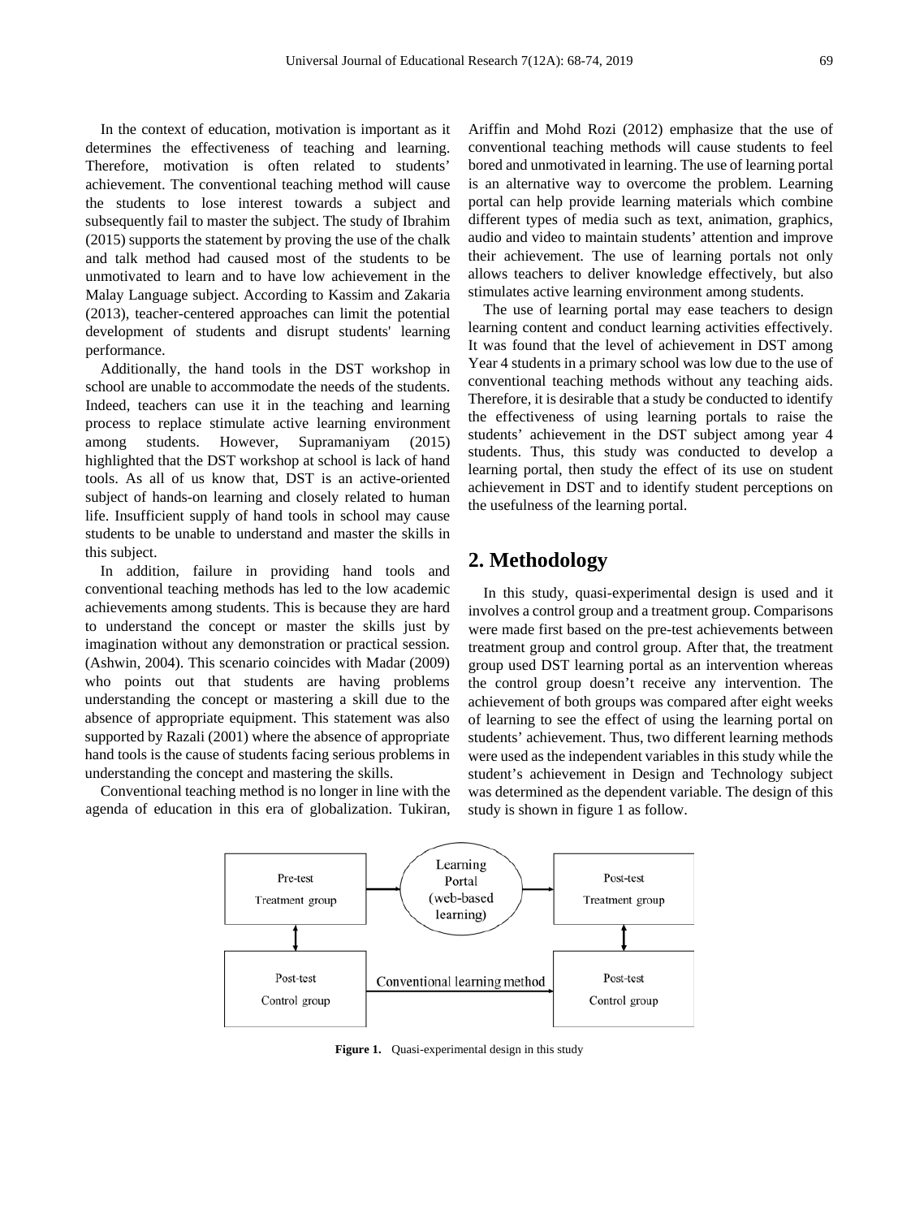In the context of education, motivation is important as it determines the effectiveness of teaching and learning. Therefore, motivation is often related to students' achievement. The conventional teaching method will cause the students to lose interest towards a subject and subsequently fail to master the subject. The study of Ibrahim (2015) supports the statement by proving the use of the chalk and talk method had caused most of the students to be unmotivated to learn and to have low achievement in the Malay Language subject. According to Kassim and Zakaria (2013), teacher-centered approaches can limit the potential development of students and disrupt students' learning performance.

Additionally, the hand tools in the DST workshop in school are unable to accommodate the needs of the students. Indeed, teachers can use it in the teaching and learning process to replace stimulate active learning environment among students. However, Supramaniyam (2015) highlighted that the DST workshop at school is lack of hand tools. As all of us know that, DST is an active-oriented subject of hands-on learning and closely related to human life. Insufficient supply of hand tools in school may cause students to be unable to understand and master the skills in this subject.

In addition, failure in providing hand tools and conventional teaching methods has led to the low academic achievements among students. This is because they are hard to understand the concept or master the skills just by imagination without any demonstration or practical session. (Ashwin, 2004). This scenario coincides with Madar (2009) who points out that students are having problems understanding the concept or mastering a skill due to the absence of appropriate equipment. This statement was also supported by Razali (2001) where the absence of appropriate hand tools is the cause of students facing serious problems in understanding the concept and mastering the skills.

Conventional teaching method is no longer in line with the agenda of education in this era of globalization. Tukiran, Ariffin and Mohd Rozi (2012) emphasize that the use of conventional teaching methods will cause students to feel bored and unmotivated in learning. The use of learning portal is an alternative way to overcome the problem. Learning portal can help provide learning materials which combine different types of media such as text, animation, graphics, audio and video to maintain students' attention and improve their achievement. The use of learning portals not only allows teachers to deliver knowledge effectively, but also stimulates active learning environment among students.

The use of learning portal may ease teachers to design learning content and conduct learning activities effectively. It was found that the level of achievement in DST among Year 4 students in a primary school was low due to the use of conventional teaching methods without any teaching aids. Therefore, it is desirable that a study be conducted to identify the effectiveness of using learning portals to raise the students' achievement in the DST subject among year 4 students. Thus, this study was conducted to develop a learning portal, then study the effect of its use on student achievement in DST and to identify student perceptions on the usefulness of the learning portal.

## 2. Methodology

In this study, quasi-experimental design is used and it involves a control group and a treatment group. Comparisons were made first based on the pre-test achievements between treatment group and control group. After that, the treatment group used DST learning portal as an intervention whereas the control group doesn't receive any intervention. The achievement of both groups was compared after eight weeks of learning to see the effect of using the learning portal on students' achievement. Thus, two different learning methods were used as the independent variables in this study while the student's achievement in Design and Technology subject was determined as the dependent variable. The design of this study is shown in figure 1 as follow.

| Pre-test Treatment group | → Learning Portal (web-based learning) → | Post-test Treatment group |
|---|---|---|
| ↕ | | ↕ |
| Post-test Control group | → Conventional learning method → | Post-test Control group |

**Figure 1.** Quasi-experimental design in this study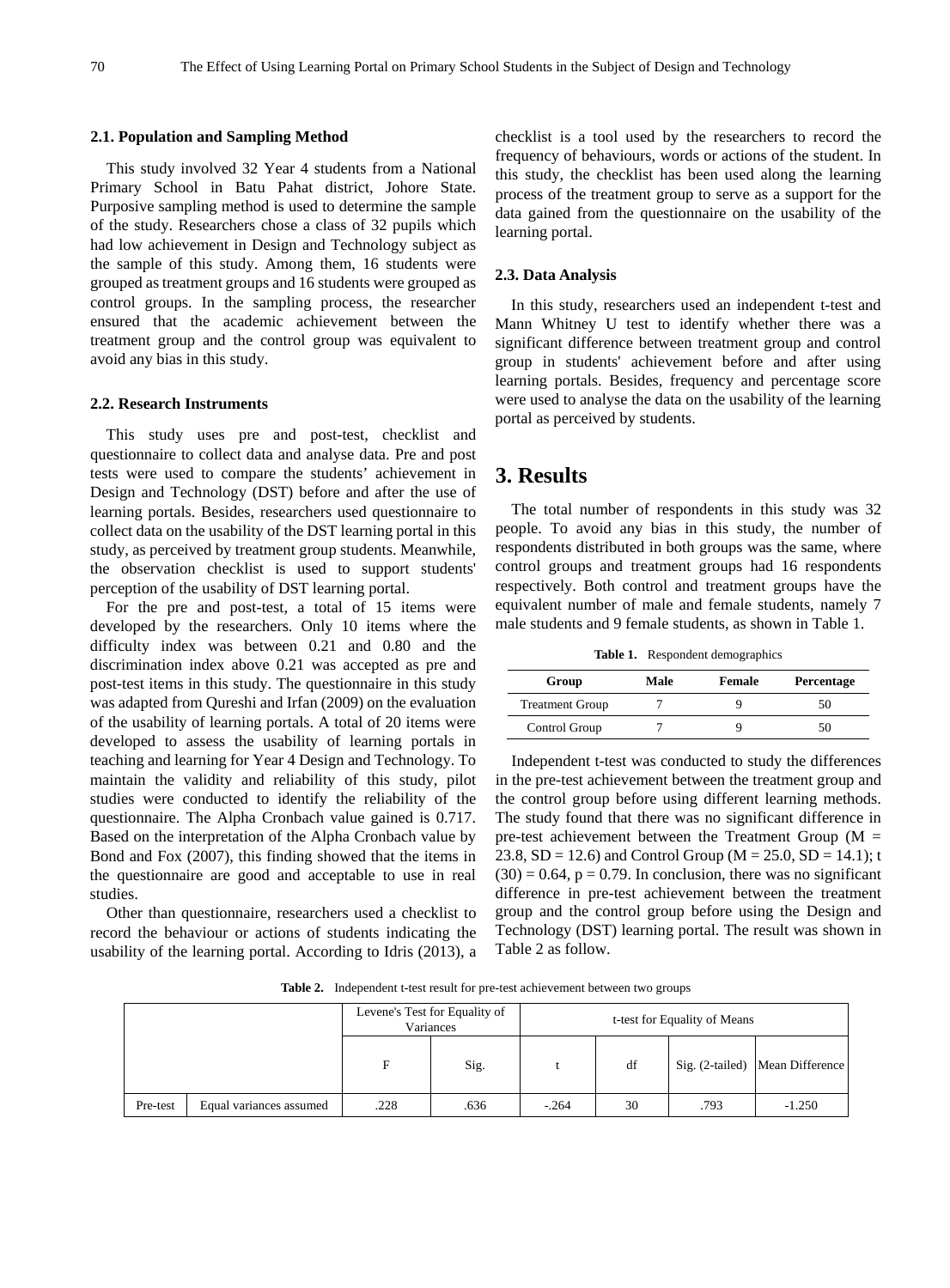### 2.1. Population and Sampling Method

This study involved 32 Year 4 students from a National Primary School in Batu Pahat district, Johore State. Purposive sampling method is used to determine the sample of the study. Researchers chose a class of 32 pupils which had low achievement in Design and Technology subject as the sample of this study. Among them, 16 students were grouped as treatment groups and 16 students were grouped as control groups. In the sampling process, the researcher ensured that the academic achievement between the treatment group and the control group was equivalent to avoid any bias in this study.

### 2.2. Research Instruments

This study uses pre and post-test, checklist and questionnaire to collect data and analyse data. Pre and post tests were used to compare the students' achievement in Design and Technology (DST) before and after the use of learning portals. Besides, researchers used questionnaire to collect data on the usability of the DST learning portal in this study, as perceived by treatment group students. Meanwhile, the observation checklist is used to support students' perception of the usability of DST learning portal.

For the pre and post-test, a total of 15 items were developed by the researchers. Only 10 items where the difficulty index was between 0.21 and 0.80 and the discrimination index above 0.21 was accepted as pre and post-test items in this study. The questionnaire in this study was adapted from Qureshi and Irfan (2009) on the evaluation of the usability of learning portals. A total of 20 items were developed to assess the usability of learning portals in teaching and learning for Year 4 Design and Technology. To maintain the validity and reliability of this study, pilot studies were conducted to identify the reliability of the questionnaire. The Alpha Cronbach value gained is 0.717. Based on the interpretation of the Alpha Cronbach value by Bond and Fox (2007), this finding showed that the items in the questionnaire are good and acceptable to use in real studies.

Other than questionnaire, researchers used a checklist to record the behaviour or actions of students indicating the usability of the learning portal. According to Idris (2013), a checklist is a tool used by the researchers to record the frequency of behaviours, words or actions of the student. In this study, the checklist has been used along the learning process of the treatment group to serve as a support for the data gained from the questionnaire on the usability of the learning portal.

### 2.3. Data Analysis

In this study, researchers used an independent t-test and Mann Whitney U test to identify whether there was a significant difference between treatment group and control group in students' achievement before and after using learning portals. Besides, frequency and percentage score were used to analyse the data on the usability of the learning portal as perceived by students.

## 3. Results

The total number of respondents in this study was 32 people. To avoid any bias in this study, the number of respondents distributed in both groups was the same, where control groups and treatment groups had 16 respondents respectively. Both control and treatment groups have the equivalent number of male and female students, namely 7 male students and 9 female students, as shown in Table 1.

**Table 1.** Respondent demographics

| Group | Male | Female | Percentage |
|---|---|---|---|
| Treatment Group | 7 | 9 | 50 |
| Control Group | 7 | 9 | 50 |

Independent t-test was conducted to study the differences in the pre-test achievement between the treatment group and the control group before using different learning methods. The study found that there was no significant difference in pre-test achievement between the Treatment Group ($M = 23.8$, $SD = 12.6$) and Control Group ($M = 25.0$, $SD = 14.1$); $t(30) = 0.64$, $p = 0.79$. In conclusion, there was no significant difference in pre-test achievement between the treatment group and the control group before using the Design and Technology (DST) learning portal. The result was shown in Table 2 as follow.

**Table 2.** Independent t-test result for pre-test achievement between two groups

| | | Levene's Test for Equality of Variances | | t-test for Equality of Means | | | |
|---|---|---|---|---|---|---|---|
| | | F | Sig. | t | df | Sig. (2-tailed) | Mean Difference |
| Pre-test | Equal variances assumed | .228 | .636 | -.264 | 30 | .793 | -1.250 |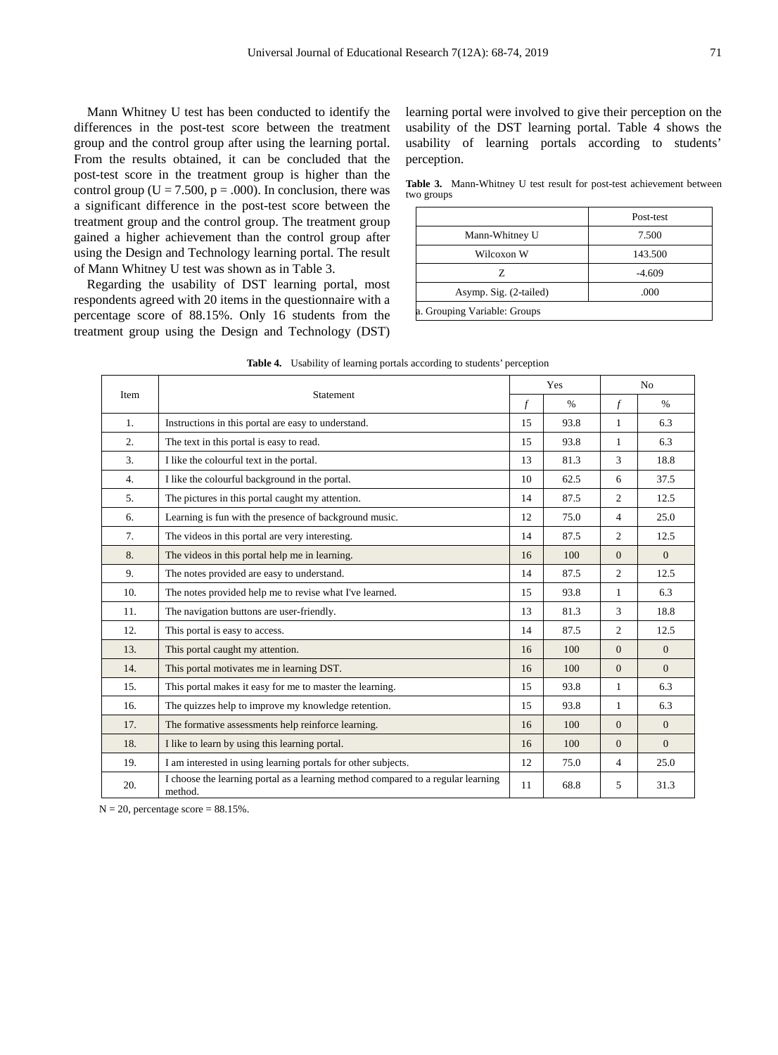Mann Whitney U test has been conducted to identify the differences in the post-test score between the treatment group and the control group after using the learning portal. From the results obtained, it can be concluded that the post-test score in the treatment group is higher than the control group (U = 7.500, p = .000). In conclusion, there was a significant difference in the post-test score between the treatment group and the control group. The treatment group gained a higher achievement than the control group after using the Design and Technology learning portal. The result of Mann Whitney U test was shown as in Table 3.

Regarding the usability of DST learning portal, most respondents agreed with 20 items in the questionnaire with a percentage score of 88.15%. Only 16 students from the treatment group using the Design and Technology (DST) learning portal were involved to give their perception on the usability of the DST learning portal. Table 4 shows the usability of learning portals according to students' perception.

**Table 3.** Mann-Whitney U test result for post-test achievement between two groups

| | Post-test |
|---|---|
| Mann-Whitney U | 7.500 |
| Wilcoxon W | 143.500 |
| Z | -4.609 |
| Asymp. Sig. (2-tailed) | .000 |
| a. Grouping Variable: Groups | |

**Table 4.** Usability of learning portals according to students' perception

| Item | Statement | Yes | | No | |
|---|---|---|---|---|---|
| | | *f* | % | *f* | % |
| 1. | Instructions in this portal are easy to understand. | 15 | 93.8 | 1 | 6.3 |
| 2. | The text in this portal is easy to read. | 15 | 93.8 | 1 | 6.3 |
| 3. | I like the colourful text in the portal. | 13 | 81.3 | 3 | 18.8 |
| 4. | I like the colourful background in the portal. | 10 | 62.5 | 6 | 37.5 |
| 5. | The pictures in this portal caught my attention. | 14 | 87.5 | 2 | 12.5 |
| 6. | Learning is fun with the presence of background music. | 12 | 75.0 | 4 | 25.0 |
| 7. | The videos in this portal are very interesting. | 14 | 87.5 | 2 | 12.5 |
| 8. | The videos in this portal help me in learning. | 16 | 100 | 0 | 0 |
| 9. | The notes provided are easy to understand. | 14 | 87.5 | 2 | 12.5 |
| 10. | The notes provided help me to revise what I've learned. | 15 | 93.8 | 1 | 6.3 |
| 11. | The navigation buttons are user-friendly. | 13 | 81.3 | 3 | 18.8 |
| 12. | This portal is easy to access. | 14 | 87.5 | 2 | 12.5 |
| 13. | This portal caught my attention. | 16 | 100 | 0 | 0 |
| 14. | This portal motivates me in learning DST. | 16 | 100 | 0 | 0 |
| 15. | This portal makes it easy for me to master the learning. | 15 | 93.8 | 1 | 6.3 |
| 16. | The quizzes help to improve my knowledge retention. | 15 | 93.8 | 1 | 6.3 |
| 17. | The formative assessments help reinforce learning. | 16 | 100 | 0 | 0 |
| 18. | I like to learn by using this learning portal. | 16 | 100 | 0 | 0 |
| 19. | I am interested in using learning portals for other subjects. | 12 | 75.0 | 4 | 25.0 |
| 20. | I choose the learning portal as a learning method compared to a regular learning method. | 11 | 68.8 | 5 | 31.3 |

N = 20, percentage score = 88.15%.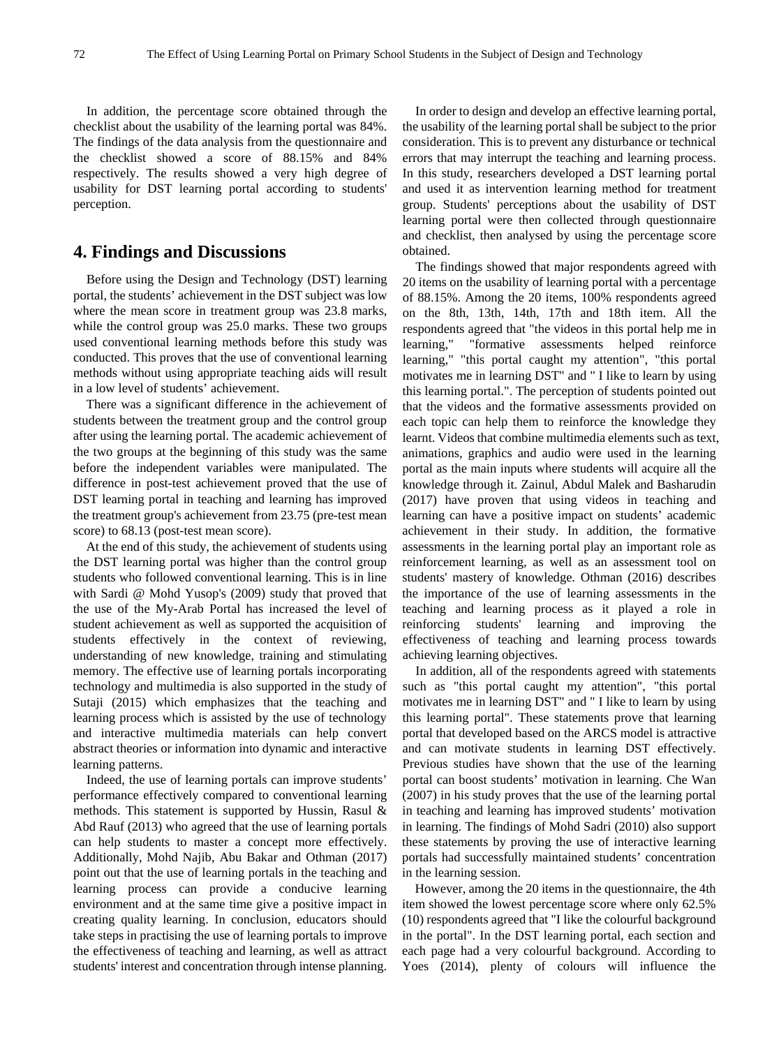In addition, the percentage score obtained through the checklist about the usability of the learning portal was 84%. The findings of the data analysis from the questionnaire and the checklist showed a score of 88.15% and 84% respectively. The results showed a very high degree of usability for DST learning portal according to students' perception.

## 4. Findings and Discussions

Before using the Design and Technology (DST) learning portal, the students' achievement in the DST subject was low where the mean score in treatment group was 23.8 marks, while the control group was 25.0 marks. These two groups used conventional learning methods before this study was conducted. This proves that the use of conventional learning methods without using appropriate teaching aids will result in a low level of students' achievement.

There was a significant difference in the achievement of students between the treatment group and the control group after using the learning portal. The academic achievement of the two groups at the beginning of this study was the same before the independent variables were manipulated. The difference in post-test achievement proved that the use of DST learning portal in teaching and learning has improved the treatment group's achievement from 23.75 (pre-test mean score) to 68.13 (post-test mean score).

At the end of this study, the achievement of students using the DST learning portal was higher than the control group students who followed conventional learning. This is in line with Sardi @ Mohd Yusop's (2009) study that proved that the use of the My-Arab Portal has increased the level of student achievement as well as supported the acquisition of students effectively in the context of reviewing, understanding of new knowledge, training and stimulating memory. The effective use of learning portals incorporating technology and multimedia is also supported in the study of Sutaji (2015) which emphasizes that the teaching and learning process which is assisted by the use of technology and interactive multimedia materials can help convert abstract theories or information into dynamic and interactive learning patterns.

Indeed, the use of learning portals can improve students' performance effectively compared to conventional learning methods. This statement is supported by Hussin, Rasul & Abd Rauf (2013) who agreed that the use of learning portals can help students to master a concept more effectively. Additionally, Mohd Najib, Abu Bakar and Othman (2017) point out that the use of learning portals in the teaching and learning process can provide a conducive learning environment and at the same time give a positive impact in creating quality learning. In conclusion, educators should take steps in practising the use of learning portals to improve the effectiveness of teaching and learning, as well as attract students' interest and concentration through intense planning.

In order to design and develop an effective learning portal, the usability of the learning portal shall be subject to the prior consideration. This is to prevent any disturbance or technical errors that may interrupt the teaching and learning process. In this study, researchers developed a DST learning portal and used it as intervention learning method for treatment group. Students' perceptions about the usability of DST learning portal were then collected through questionnaire and checklist, then analysed by using the percentage score obtained.

The findings showed that major respondents agreed with 20 items on the usability of learning portal with a percentage of 88.15%. Among the 20 items, 100% respondents agreed on the 8th, 13th, 14th, 17th and 18th item. All the respondents agreed that "the videos in this portal help me in learning," "formative assessments helped reinforce learning," "this portal caught my attention", "this portal motivates me in learning DST" and " I like to learn by using this learning portal.". The perception of students pointed out that the videos and the formative assessments provided on each topic can help them to reinforce the knowledge they learnt. Videos that combine multimedia elements such as text, animations, graphics and audio were used in the learning portal as the main inputs where students will acquire all the knowledge through it. Zainul, Abdul Malek and Basharudin (2017) have proven that using videos in teaching and learning can have a positive impact on students' academic achievement in their study. In addition, the formative assessments in the learning portal play an important role as reinforcement learning, as well as an assessment tool on students' mastery of knowledge. Othman (2016) describes the importance of the use of learning assessments in the teaching and learning process as it played a role in reinforcing students' learning and improving the effectiveness of teaching and learning process towards achieving learning objectives.

In addition, all of the respondents agreed with statements such as "this portal caught my attention", "this portal motivates me in learning DST" and " I like to learn by using this learning portal". These statements prove that learning portal that developed based on the ARCS model is attractive and can motivate students in learning DST effectively. Previous studies have shown that the use of the learning portal can boost students' motivation in learning. Che Wan (2007) in his study proves that the use of the learning portal in teaching and learning has improved students' motivation in learning. The findings of Mohd Sadri (2010) also support these statements by proving the use of interactive learning portals had successfully maintained students' concentration in the learning session.

However, among the 20 items in the questionnaire, the 4th item showed the lowest percentage score where only 62.5% (10) respondents agreed that "I like the colourful background in the portal". In the DST learning portal, each section and each page had a very colourful background. According to Yoes (2014), plenty of colours will influence the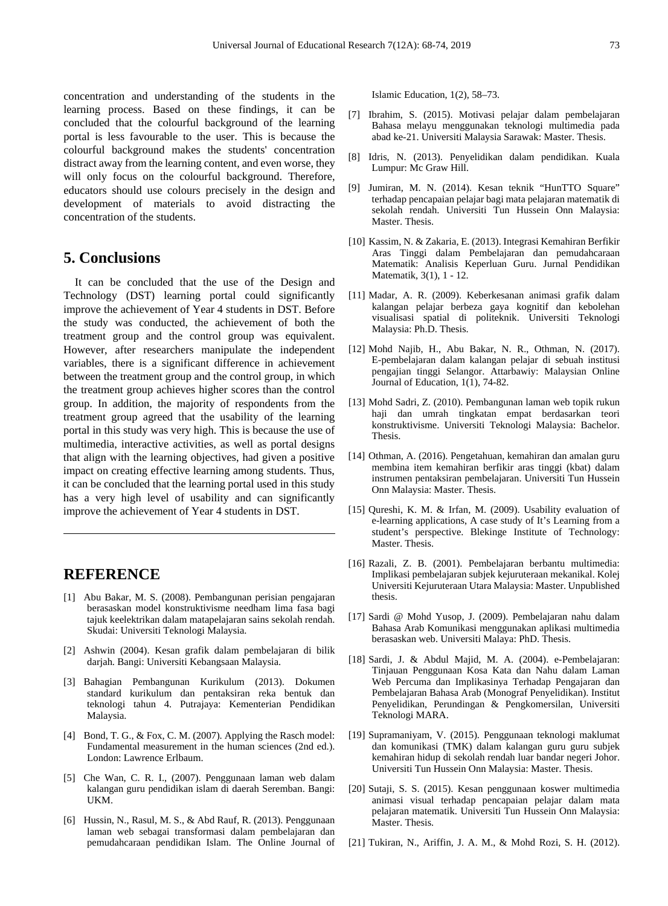concentration and understanding of the students in the learning process. Based on these findings, it can be concluded that the colourful background of the learning portal is less favourable to the user. This is because the colourful background makes the students' concentration distract away from the learning content, and even worse, they will only focus on the colourful background. Therefore, educators should use colours precisely in the design and development of materials to avoid distracting the concentration of the students.

## 5. Conclusions

It can be concluded that the use of the Design and Technology (DST) learning portal could significantly improve the achievement of Year 4 students in DST. Before the study was conducted, the achievement of both the treatment group and the control group was equivalent. However, after researchers manipulate the independent variables, there is a significant difference in achievement between the treatment group and the control group, in which the treatment group achieves higher scores than the control group. In addition, the majority of respondents from the treatment group agreed that the usability of the learning portal in this study was very high. This is because the use of multimedia, interactive activities, as well as portal designs that align with the learning objectives, had given a positive impact on creating effective learning among students. Thus, it can be concluded that the learning portal used in this study has a very high level of usability and can significantly improve the achievement of Year 4 students in DST.

---

## REFERENCE

[1] Abu Bakar, M. S. (2008). Pembangunan perisian pengajaran berasaskan model konstruktivisme needham lima fasa bagi tajuk keelektrikan dalam matapelajaran sains sekolah rendah. Skudai: Universiti Teknologi Malaysia.

[2] Ashwin (2004). Kesan grafik dalam pembelajaran di bilik darjah. Bangi: Universiti Kebangsaan Malaysia.

[3] Bahagian Pembangunan Kurikulum (2013). Dokumen standard kurikulum dan pentaksiran reka bentuk dan teknologi tahun 4. Putrajaya: Kementerian Pendidikan Malaysia.

[4] Bond, T. G., & Fox, C. M. (2007). Applying the Rasch model: Fundamental measurement in the human sciences (2nd ed.). London: Lawrence Erlbaum.

[5] Che Wan, C. R. I., (2007). Penggunaan laman web dalam kalangan guru pendidikan islam di daerah Seremban. Bangi: UKM.

[6] Hussin, N., Rasul, M. S., & Abd Rauf, R. (2013). Penggunaan laman web sebagai transformasi dalam pembelajaran dan pemudahcaraan pendidikan Islam. The Online Journal of Islamic Education, 1(2), 58–73.

[7] Ibrahim, S. (2015). Motivasi pelajar dalam pembelajaran Bahasa melayu menggunakan teknologi multimedia pada abad ke-21. Universiti Malaysia Sarawak: Master. Thesis.

[8] Idris, N. (2013). Penyelidikan dalam pendidikan. Kuala Lumpur: Mc Graw Hill.

[9] Jumiran, M. N. (2014). Kesan teknik "HunTTO Square" terhadap pencapaian pelajar bagi mata pelajaran matematik di sekolah rendah. Universiti Tun Hussein Onn Malaysia: Master. Thesis.

[10] Kassim, N. & Zakaria, E. (2013). Integrasi Kemahiran Berfikir Aras Tinggi dalam Pembelajaran dan pemudahcaraan Matematik: Analisis Keperluan Guru. Jurnal Pendidikan Matematik, 3(1), 1 - 12.

[11] Madar, A. R. (2009). Keberkesanan animasi grafik dalam kalangan pelajar berbeza gaya kognitif dan kebolehan visualisasi spatial di politeknik. Universiti Teknologi Malaysia: Ph.D. Thesis.

[12] Mohd Najib, H., Abu Bakar, N. R., Othman, N. (2017). E-pembelajaran dalam kalangan pelajar di sebuah institusi pengajian tinggi Selangor. Attarbawiy: Malaysian Online Journal of Education, 1(1), 74-82.

[13] Mohd Sadri, Z. (2010). Pembangunan laman web topik rukun haji dan umrah tingkatan empat berdasarkan teori konstruktivisme. Universiti Teknologi Malaysia: Bachelor. Thesis.

[14] Othman, A. (2016). Pengetahuan, kemahiran dan amalan guru membina item kemahiran berfikir aras tinggi (kbat) dalam instrumen pentaksiran pembelajaran. Universiti Tun Hussein Onn Malaysia: Master. Thesis.

[15] Qureshi, K. M. & Irfan, M. (2009). Usability evaluation of e-learning applications, A case study of It's Learning from a student's perspective. Blekinge Institute of Technology: Master. Thesis.

[16] Razali, Z. B. (2001). Pembelajaran berbantu multimedia: Implikasi pembelajaran subjek kejuruteraan mekanikal. Kolej Universiti Kejuruteraan Utara Malaysia: Master. Unpublished thesis.

[17] Sardi @ Mohd Yusop, J. (2009). Pembelajaran nahu dalam Bahasa Arab Komunikasi menggunakan aplikasi multimedia berasaskan web. Universiti Malaya: PhD. Thesis.

[18] Sardi, J. & Abdul Majid, M. A. (2004). e-Pembelajaran: Tinjauan Penggunaan Kosa Kata dan Nahu dalam Laman Web Percuma dan Implikasinya Terhadap Pengajaran dan Pembelajaran Bahasa Arab (Monograf Penyelidikan). Institut Penyelidikan, Perundingan & Pengkomersilan, Universiti Teknologi MARA.

[19] Supramaniyam, V. (2015). Penggunaan teknologi maklumat dan komunikasi (TMK) dalam kalangan guru guru subjek kemahiran hidup di sekolah rendah luar bandar negeri Johor. Universiti Tun Hussein Onn Malaysia: Master. Thesis.

[20] Sutaji, S. S. (2015). Kesan penggunaan koswer multimedia animasi visual terhadap pencapaian pelajar dalam mata pelajaran matematik. Universiti Tun Hussein Onn Malaysia: Master. Thesis.

[21] Tukiran, N., Ariffin, J. A. M., & Mohd Rozi, S. H. (2012).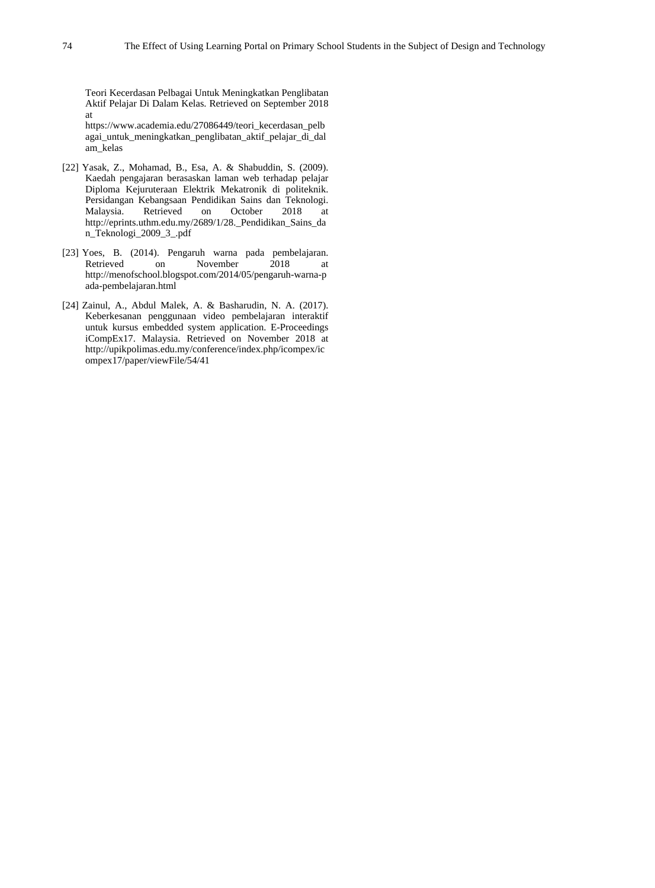Teori Kecerdasan Pelbagai Untuk Meningkatkan Penglibatan Aktif Pelajar Di Dalam Kelas. Retrieved on September 2018 at https://www.academia.edu/27086449/teori_kecerdasan_pelbagai_untuk_meningkatkan_penglibatan_aktif_pelajar_di_dalam_kelas

[22] Yasak, Z., Mohamad, B., Esa, A. & Shabuddin, S. (2009). Kaedah pengajaran berasaskan laman web terhadap pelajar Diploma Kejuruteraan Elektrik Mekatronik di politeknik. Persidangan Kebangsaan Pendidikan Sains dan Teknologi. Malaysia. Retrieved on October 2018 at http://eprints.uthm.edu.my/2689/1/28._Pendidikan_Sains_dan_Teknologi_2009_3_.pdf

[23] Yoes, B. (2014). Pengaruh warna pada pembelajaran. Retrieved on November 2018 at http://menofschool.blogspot.com/2014/05/pengaruh-warna-pada-pembelajaran.html

[24] Zainul, A., Abdul Malek, A. & Basharudin, N. A. (2017). Keberkesanan penggunaan video pembelajaran interaktif untuk kursus embedded system application. E-Proceedings iCompEx17. Malaysia. Retrieved on November 2018 at http://upikpolimas.edu.my/conference/index.php/icompex/icompex17/paper/viewFile/54/41